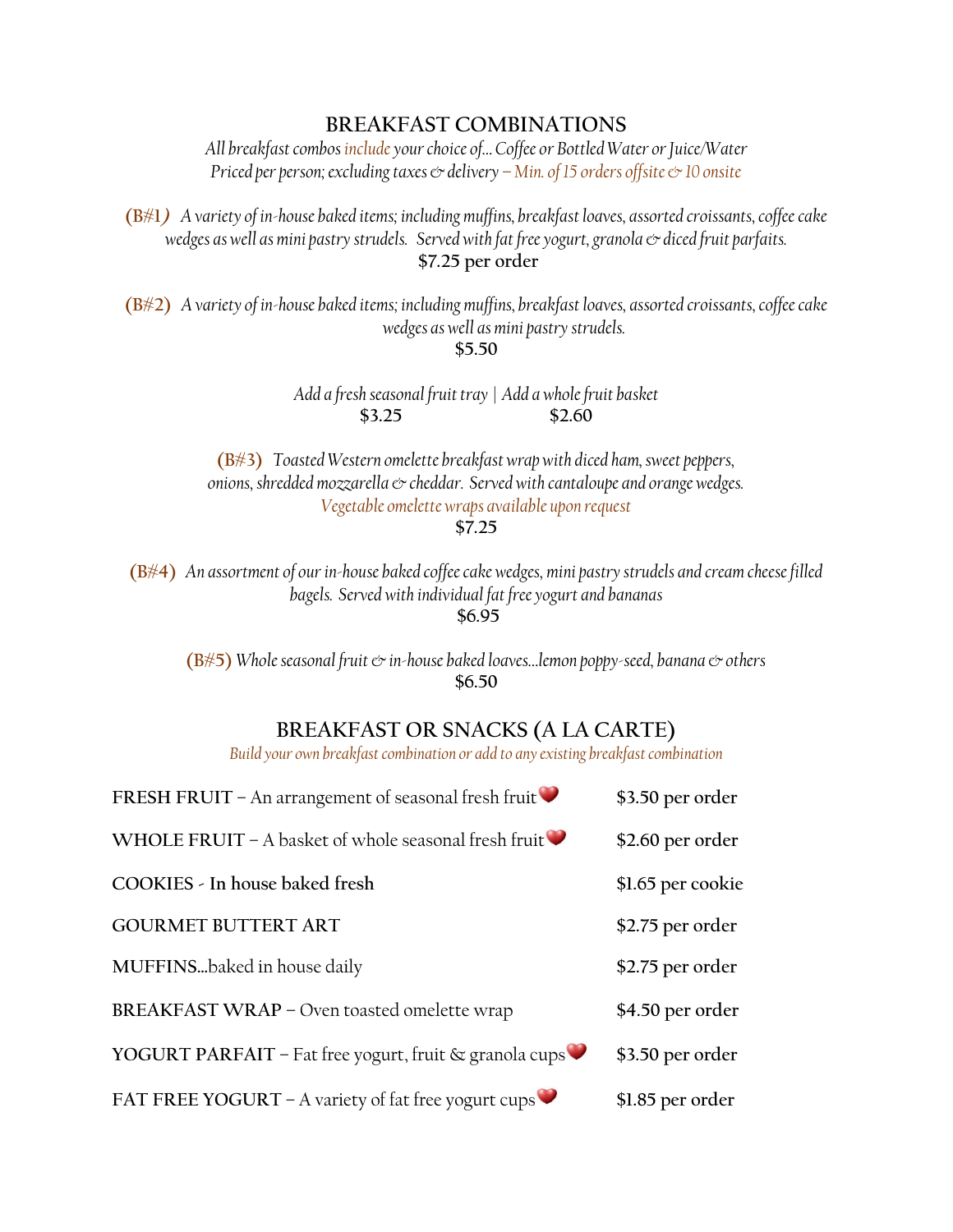## BREAKFAST COMBINATIONS

*All breakfast combos include your choice of... Coffee or Bottled Water or Juice/Water*
*Priced per person; excluding taxes & delivery – Min. of 15 orders offsite & 10 onsite*

**(B#1)** *A variety of in-house baked items; including muffins, breakfast loaves, assorted croissants, coffee cake wedges as well as mini pastry strudels. Served with fat free yogurt, granola & diced fruit parfaits.*
**$7.25 per order**

**(B#2)** *A variety of in-house baked items; including muffins, breakfast loaves, assorted croissants, coffee cake wedges as well as mini pastry strudels.*
**$5.50**

*Add a fresh seasonal fruit tray* | *Add a whole fruit basket*
**$3.25** | **$2.60**

**(B#3)** *Toasted Western omelette breakfast wrap with diced ham, sweet peppers, onions, shredded mozzarella & cheddar. Served with cantaloupe and orange wedges.*
*Vegetable omelette wraps available upon request*
**$7.25**

**(B#4)** *An assortment of our in-house baked coffee cake wedges, mini pastry strudels and cream cheese filled bagels. Served with individual fat free yogurt and bananas*
**$6.95**

**(B#5)** *Whole seasonal fruit & in-house baked loaves...lemon poppy-seed, banana & others*
**$6.50**

## BREAKFAST OR SNACKS (A LA CARTE)

*Build your own breakfast combination or add to any existing breakfast combination*

| Item | Price |
|---|---|
| FRESH FRUIT – An arrangement of seasonal fresh fruit ❤ | $3.50 per order |
| WHOLE FRUIT – A basket of whole seasonal fresh fruit ❤ | $2.60 per order |
| COOKIES - In house baked fresh | $1.65 per cookie |
| GOURMET BUTTER ART | $2.75 per order |
| MUFFINS...baked in house daily | $2.75 per order |
| BREAKFAST WRAP – Oven toasted omelette wrap | $4.50 per order |
| YOGURT PARFAIT – Fat free yogurt, fruit & granola cups ❤ | $3.50 per order |
| FAT FREE YOGURT – A variety of fat free yogurt cups ❤ | $1.85 per order |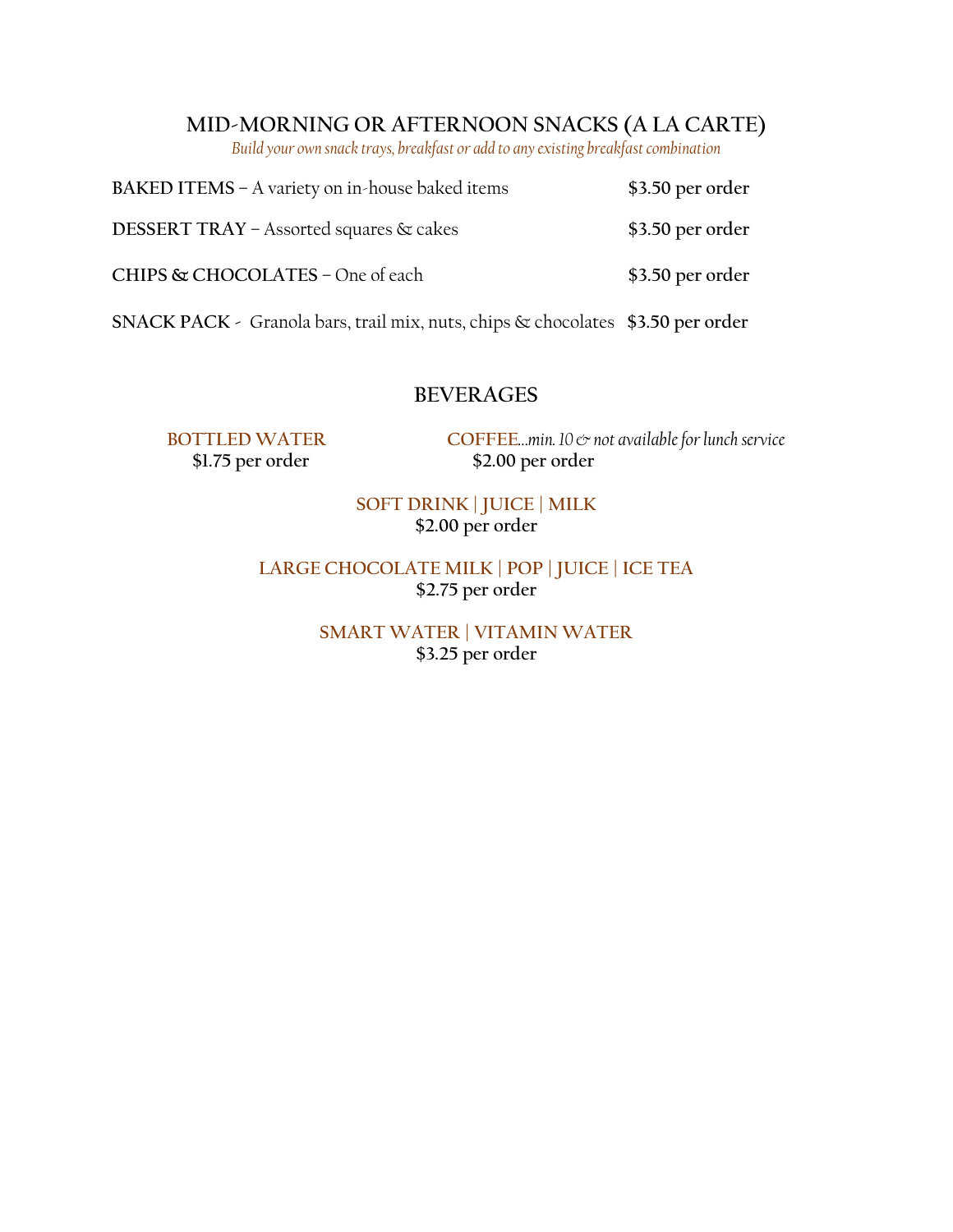## MID-MORNING OR AFTERNOON SNACKS (A LA CARTE)

*Build your own snack trays, breakfast or add to any existing breakfast combination*

**BAKED ITEMS** – A variety on in-house baked items **$3.50 per order**

**DESSERT TRAY** – Assorted squares & cakes **$3.50 per order**

**CHIPS & CHOCOLATES** – One of each **$3.50 per order**

**SNACK PACK** - Granola bars, trail mix, nuts, chips & chocolates **$3.50 per order**

## BEVERAGES

**BOTTLED WATER**
**$1.75 per order**

**COFFEE**...*min. 10 & not available for lunch service*
**$2.00 per order**

**SOFT DRINK | JUICE | MILK**
**$2.00 per order**

**LARGE CHOCOLATE MILK | POP | JUICE | ICE TEA**
**$2.75 per order**

**SMART WATER | VITAMIN WATER**
**$3.25 per order**